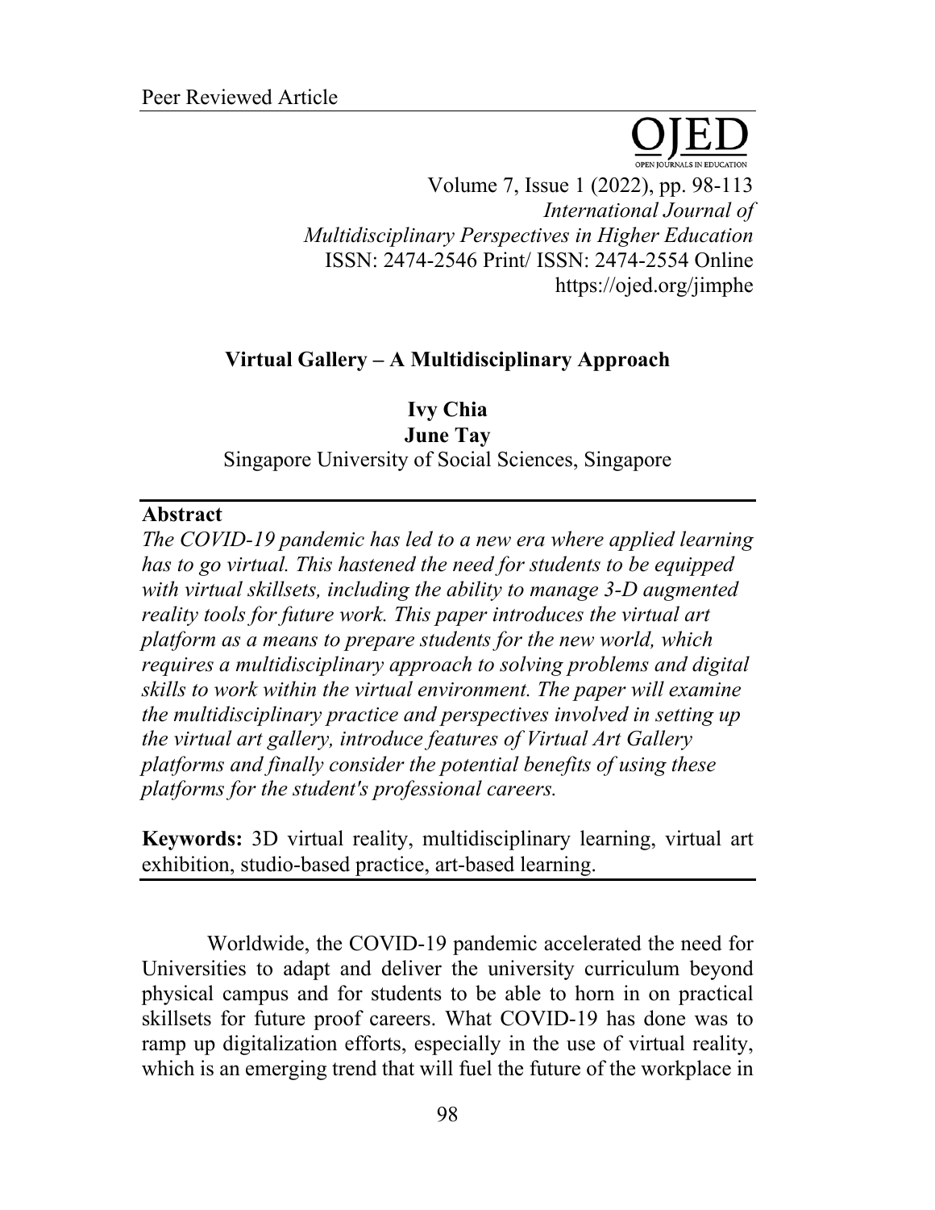Peer Reviewed Article

# Virtual Gallery – A Multidisciplinary Approach

**Ivy Chia**
**June Tay**
Singapore University of Social Sciences, Singapore

## Abstract

*The COVID-19 pandemic has led to a new era where applied learning has to go virtual. This hastened the need for students to be equipped with virtual skillsets, including the ability to manage 3-D augmented reality tools for future work. This paper introduces the virtual art platform as a means to prepare students for the new world, which requires a multidisciplinary approach to solving problems and digital skills to work within the virtual environment. The paper will examine the multidisciplinary practice and perspectives involved in setting up the virtual art gallery, introduce features of Virtual Art Gallery platforms and finally consider the potential benefits of using these platforms for the student's professional careers.*

**Keywords:** 3D virtual reality, multidisciplinary learning, virtual art exhibition, studio-based practice, art-based learning.

Worldwide, the COVID-19 pandemic accelerated the need for Universities to adapt and deliver the university curriculum beyond physical campus and for students to be able to horn in on practical skillsets for future proof careers. What COVID-19 has done was to ramp up digitalization efforts, especially in the use of virtual reality, which is an emerging trend that will fuel the future of the workplace in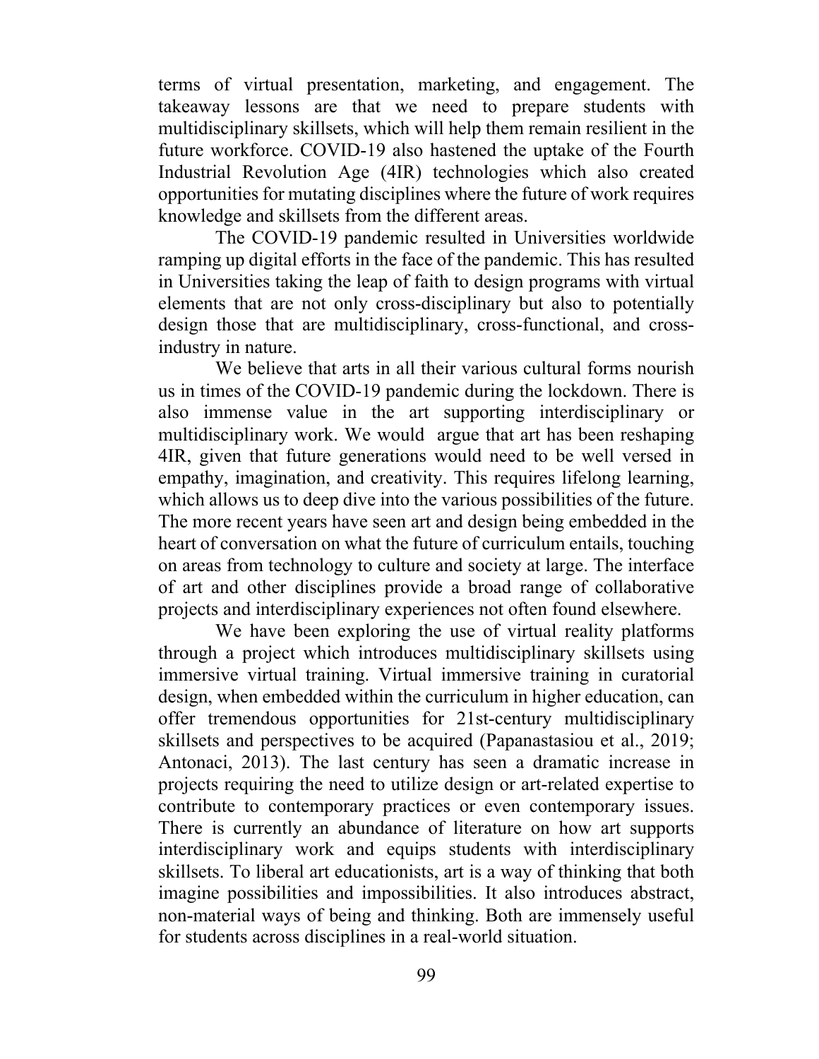terms of virtual presentation, marketing, and engagement. The takeaway lessons are that we need to prepare students with multidisciplinary skillsets, which will help them remain resilient in the future workforce. COVID-19 also hastened the uptake of the Fourth Industrial Revolution Age (4IR) technologies which also created opportunities for mutating disciplines where the future of work requires knowledge and skillsets from the different areas.

The COVID-19 pandemic resulted in Universities worldwide ramping up digital efforts in the face of the pandemic. This has resulted in Universities taking the leap of faith to design programs with virtual elements that are not only cross-disciplinary but also to potentially design those that are multidisciplinary, cross-functional, and cross-industry in nature.

We believe that arts in all their various cultural forms nourish us in times of the COVID-19 pandemic during the lockdown. There is also immense value in the art supporting interdisciplinary or multidisciplinary work. We would argue that art has been reshaping 4IR, given that future generations would need to be well versed in empathy, imagination, and creativity. This requires lifelong learning, which allows us to deep dive into the various possibilities of the future. The more recent years have seen art and design being embedded in the heart of conversation on what the future of curriculum entails, touching on areas from technology to culture and society at large. The interface of art and other disciplines provide a broad range of collaborative projects and interdisciplinary experiences not often found elsewhere.

We have been exploring the use of virtual reality platforms through a project which introduces multidisciplinary skillsets using immersive virtual training. Virtual immersive training in curatorial design, when embedded within the curriculum in higher education, can offer tremendous opportunities for 21st-century multidisciplinary skillsets and perspectives to be acquired (Papanastasiou et al., 2019; Antonaci, 2013). The last century has seen a dramatic increase in projects requiring the need to utilize design or art-related expertise to contribute to contemporary practices or even contemporary issues. There is currently an abundance of literature on how art supports interdisciplinary work and equips students with interdisciplinary skillsets. To liberal art educationists, art is a way of thinking that both imagine possibilities and impossibilities. It also introduces abstract, non-material ways of being and thinking. Both are immensely useful for students across disciplines in a real-world situation.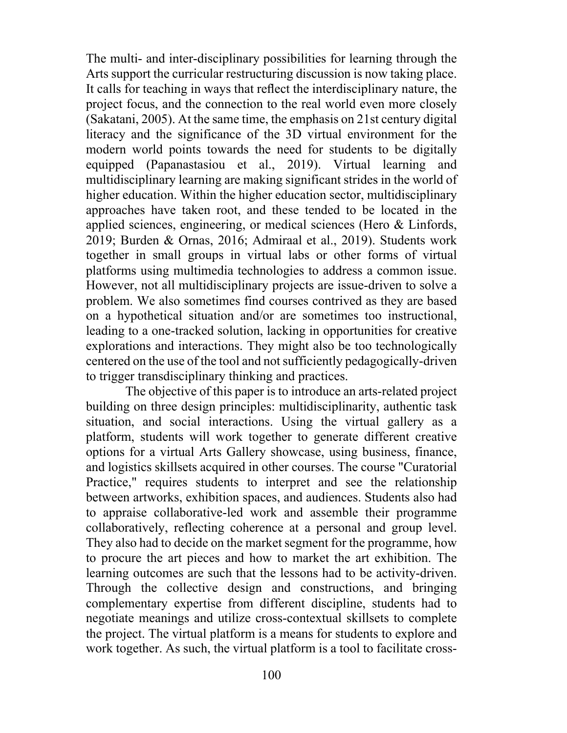The multi- and inter-disciplinary possibilities for learning through the Arts support the curricular restructuring discussion is now taking place. It calls for teaching in ways that reflect the interdisciplinary nature, the project focus, and the connection to the real world even more closely (Sakatani, 2005). At the same time, the emphasis on 21st century digital literacy and the significance of the 3D virtual environment for the modern world points towards the need for students to be digitally equipped (Papanastasiou et al., 2019). Virtual learning and multidisciplinary learning are making significant strides in the world of higher education. Within the higher education sector, multidisciplinary approaches have taken root, and these tended to be located in the applied sciences, engineering, or medical sciences (Hero & Linfords, 2019; Burden & Ornas, 2016; Admiraal et al., 2019). Students work together in small groups in virtual labs or other forms of virtual platforms using multimedia technologies to address a common issue. However, not all multidisciplinary projects are issue-driven to solve a problem. We also sometimes find courses contrived as they are based on a hypothetical situation and/or are sometimes too instructional, leading to a one-tracked solution, lacking in opportunities for creative explorations and interactions. They might also be too technologically centered on the use of the tool and not sufficiently pedagogically-driven to trigger transdisciplinary thinking and practices.

The objective of this paper is to introduce an arts-related project building on three design principles: multidisciplinarity, authentic task situation, and social interactions. Using the virtual gallery as a platform, students will work together to generate different creative options for a virtual Arts Gallery showcase, using business, finance, and logistics skillsets acquired in other courses. The course "Curatorial Practice," requires students to interpret and see the relationship between artworks, exhibition spaces, and audiences. Students also had to appraise collaborative-led work and assemble their programme collaboratively, reflecting coherence at a personal and group level. They also had to decide on the market segment for the programme, how to procure the art pieces and how to market the art exhibition. The learning outcomes are such that the lessons had to be activity-driven. Through the collective design and constructions, and bringing complementary expertise from different discipline, students had to negotiate meanings and utilize cross-contextual skillsets to complete the project. The virtual platform is a means for students to explore and work together. As such, the virtual platform is a tool to facilitate cross-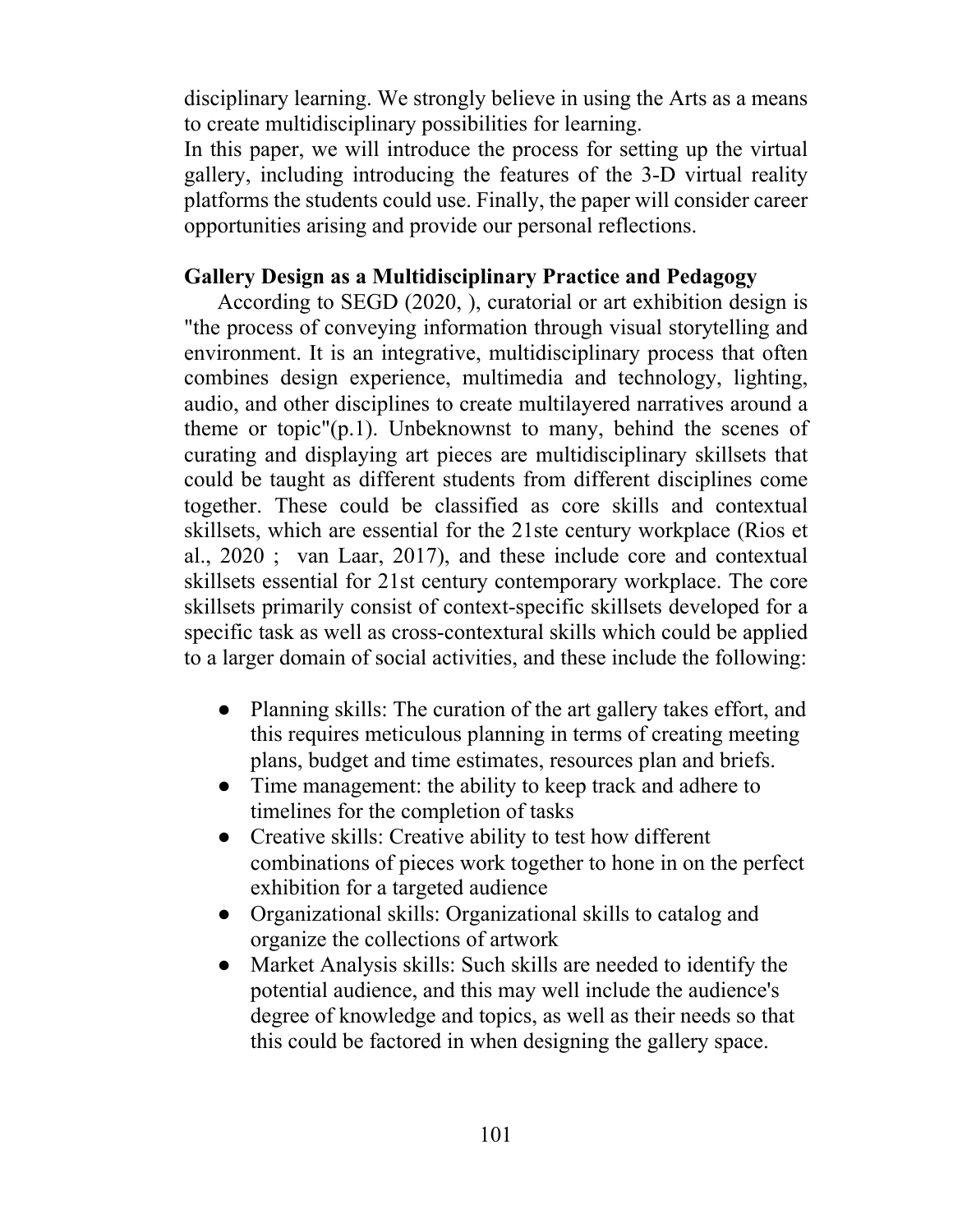disciplinary learning. We strongly believe in using the Arts as a means to create multidisciplinary possibilities for learning.

In this paper, we will introduce the process for setting up the virtual gallery, including introducing the features of the 3-D virtual reality platforms the students could use. Finally, the paper will consider career opportunities arising and provide our personal reflections.

## Gallery Design as a Multidisciplinary Practice and Pedagogy

According to SEGD (2020, ), curatorial or art exhibition design is "the process of conveying information through visual storytelling and environment. It is an integrative, multidisciplinary process that often combines design experience, multimedia and technology, lighting, audio, and other disciplines to create multilayered narratives around a theme or topic"(p.1). Unbeknownst to many, behind the scenes of curating and displaying art pieces are multidisciplinary skillsets that could be taught as different students from different disciplines come together. These could be classified as core skills and contextual skillsets, which are essential for the 21ste century workplace (Rios et al., 2020 ; van Laar, 2017), and these include core and contextual skillsets essential for 21st century contemporary workplace. The core skillsets primarily consist of context-specific skillsets developed for a specific task as well as cross-contextural skills which could be applied to a larger domain of social activities, and these include the following:

- Planning skills: The curation of the art gallery takes effort, and this requires meticulous planning in terms of creating meeting plans, budget and time estimates, resources plan and briefs.
- Time management: the ability to keep track and adhere to timelines for the completion of tasks
- Creative skills: Creative ability to test how different combinations of pieces work together to hone in on the perfect exhibition for a targeted audience
- Organizational skills: Organizational skills to catalog and organize the collections of artwork
- Market Analysis skills: Such skills are needed to identify the potential audience, and this may well include the audience's degree of knowledge and topics, as well as their needs so that this could be factored in when designing the gallery space.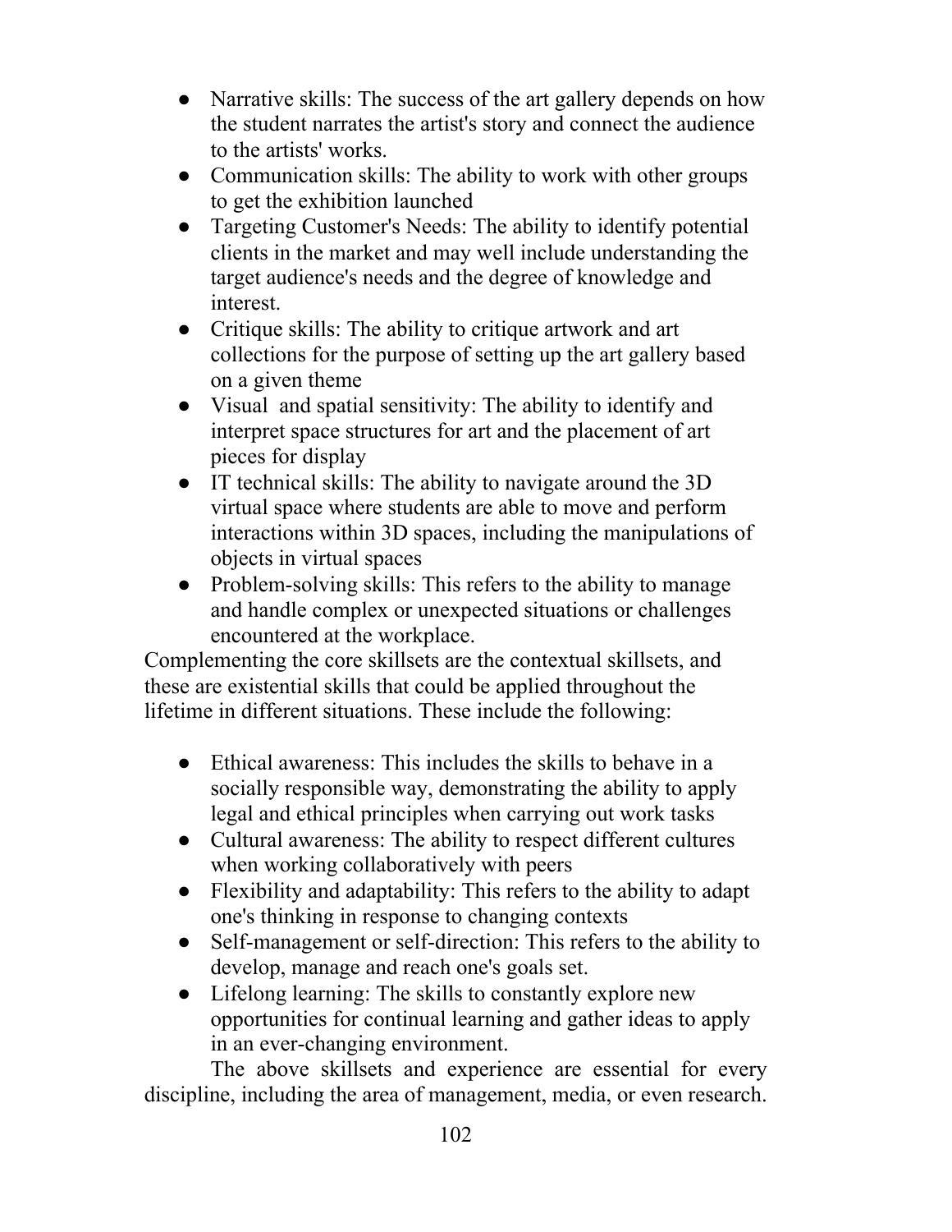- Narrative skills: The success of the art gallery depends on how the student narrates the artist's story and connect the audience to the artists' works.
- Communication skills: The ability to work with other groups to get the exhibition launched
- Targeting Customer's Needs: The ability to identify potential clients in the market and may well include understanding the target audience's needs and the degree of knowledge and interest.
- Critique skills: The ability to critique artwork and art collections for the purpose of setting up the art gallery based on a given theme
- Visual and spatial sensitivity: The ability to identify and interpret space structures for art and the placement of art pieces for display
- IT technical skills: The ability to navigate around the 3D virtual space where students are able to move and perform interactions within 3D spaces, including the manipulations of objects in virtual spaces
- Problem-solving skills: This refers to the ability to manage and handle complex or unexpected situations or challenges encountered at the workplace.

Complementing the core skillsets are the contextual skillsets, and these are existential skills that could be applied throughout the lifetime in different situations. These include the following:

- Ethical awareness: This includes the skills to behave in a socially responsible way, demonstrating the ability to apply legal and ethical principles when carrying out work tasks
- Cultural awareness: The ability to respect different cultures when working collaboratively with peers
- Flexibility and adaptability: This refers to the ability to adapt one's thinking in response to changing contexts
- Self-management or self-direction: This refers to the ability to develop, manage and reach one's goals set.
- Lifelong learning: The skills to constantly explore new opportunities for continual learning and gather ideas to apply in an ever-changing environment.

The above skillsets and experience are essential for every discipline, including the area of management, media, or even research.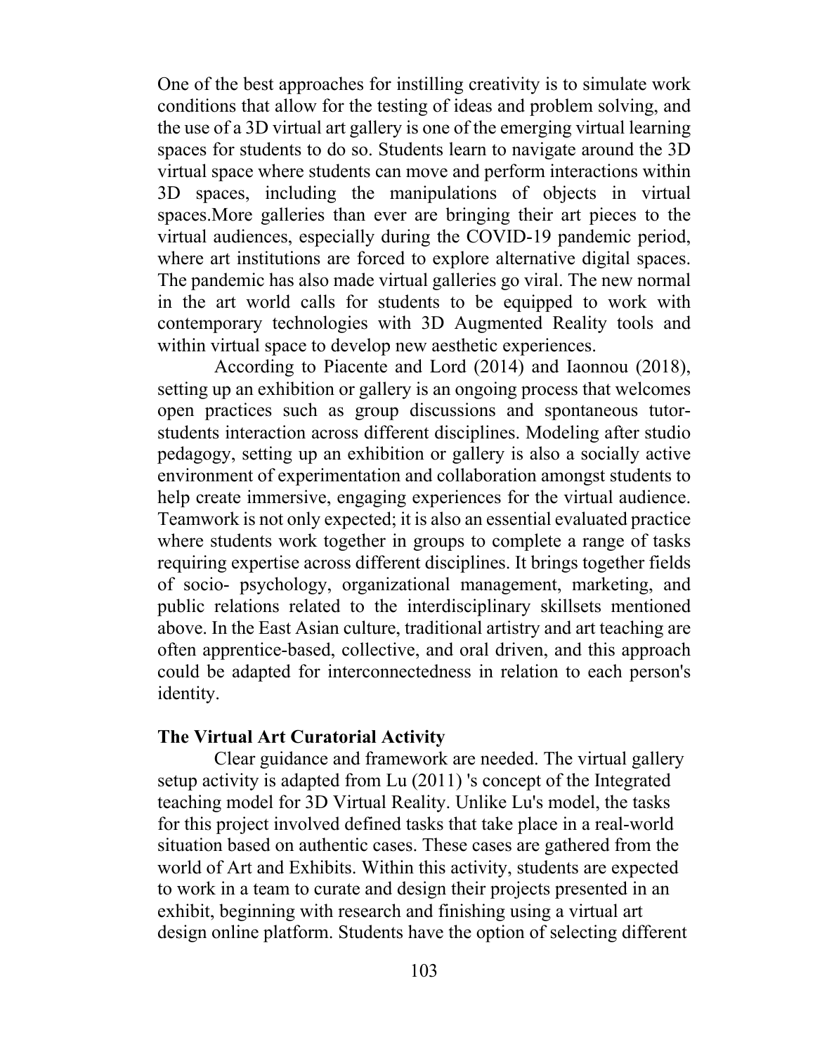One of the best approaches for instilling creativity is to simulate work conditions that allow for the testing of ideas and problem solving, and the use of a 3D virtual art gallery is one of the emerging virtual learning spaces for students to do so. Students learn to navigate around the 3D virtual space where students can move and perform interactions within 3D spaces, including the manipulations of objects in virtual spaces.More galleries than ever are bringing their art pieces to the virtual audiences, especially during the COVID-19 pandemic period, where art institutions are forced to explore alternative digital spaces. The pandemic has also made virtual galleries go viral. The new normal in the art world calls for students to be equipped to work with contemporary technologies with 3D Augmented Reality tools and within virtual space to develop new aesthetic experiences.

According to Piacente and Lord (2014) and Iaonnou (2018), setting up an exhibition or gallery is an ongoing process that welcomes open practices such as group discussions and spontaneous tutor-students interaction across different disciplines. Modeling after studio pedagogy, setting up an exhibition or gallery is also a socially active environment of experimentation and collaboration amongst students to help create immersive, engaging experiences for the virtual audience. Teamwork is not only expected; it is also an essential evaluated practice where students work together in groups to complete a range of tasks requiring expertise across different disciplines. It brings together fields of socio- psychology, organizational management, marketing, and public relations related to the interdisciplinary skillsets mentioned above. In the East Asian culture, traditional artistry and art teaching are often apprentice-based, collective, and oral driven, and this approach could be adapted for interconnectedness in relation to each person's identity.

**The Virtual Art Curatorial Activity**

Clear guidance and framework are needed. The virtual gallery setup activity is adapted from Lu (2011) 's concept of the Integrated teaching model for 3D Virtual Reality. Unlike Lu's model, the tasks for this project involved defined tasks that take place in a real-world situation based on authentic cases. These cases are gathered from the world of Art and Exhibits. Within this activity, students are expected to work in a team to curate and design their projects presented in an exhibit, beginning with research and finishing using a virtual art design online platform. Students have the option of selecting different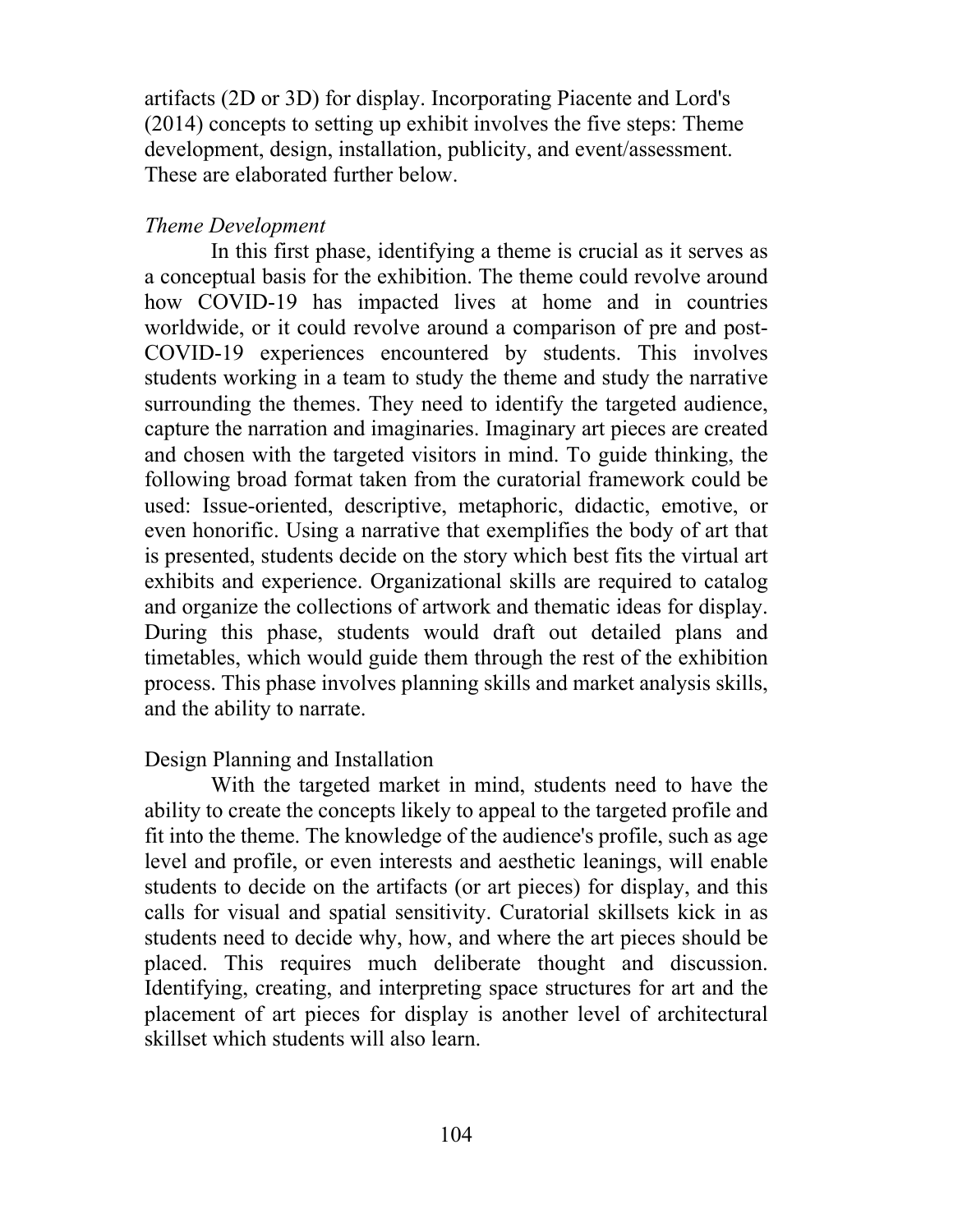artifacts (2D or 3D) for display. Incorporating Piacente and Lord's (2014) concepts to setting up exhibit involves the five steps: Theme development, design, installation, publicity, and event/assessment. These are elaborated further below.

*Theme Development*

In this first phase, identifying a theme is crucial as it serves as a conceptual basis for the exhibition. The theme could revolve around how COVID-19 has impacted lives at home and in countries worldwide, or it could revolve around a comparison of pre and post-COVID-19 experiences encountered by students. This involves students working in a team to study the theme and study the narrative surrounding the themes. They need to identify the targeted audience, capture the narration and imaginaries. Imaginary art pieces are created and chosen with the targeted visitors in mind. To guide thinking, the following broad format taken from the curatorial framework could be used: Issue-oriented, descriptive, metaphoric, didactic, emotive, or even honorific. Using a narrative that exemplifies the body of art that is presented, students decide on the story which best fits the virtual art exhibits and experience. Organizational skills are required to catalog and organize the collections of artwork and thematic ideas for display. During this phase, students would draft out detailed plans and timetables, which would guide them through the rest of the exhibition process. This phase involves planning skills and market analysis skills, and the ability to narrate.

Design Planning and Installation

With the targeted market in mind, students need to have the ability to create the concepts likely to appeal to the targeted profile and fit into the theme. The knowledge of the audience's profile, such as age level and profile, or even interests and aesthetic leanings, will enable students to decide on the artifacts (or art pieces) for display, and this calls for visual and spatial sensitivity. Curatorial skillsets kick in as students need to decide why, how, and where the art pieces should be placed. This requires much deliberate thought and discussion. Identifying, creating, and interpreting space structures for art and the placement of art pieces for display is another level of architectural skillset which students will also learn.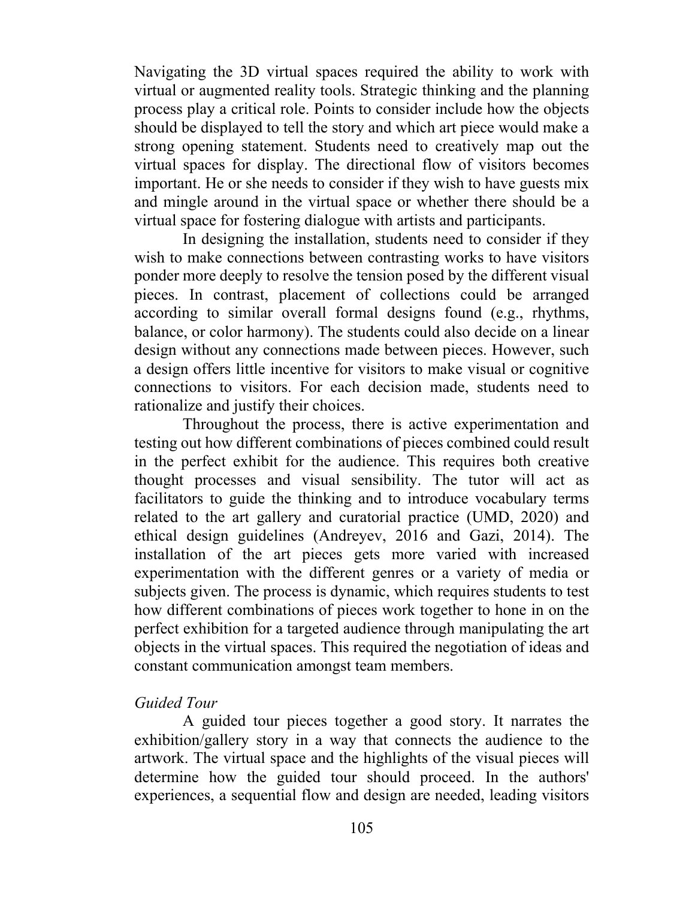Navigating the 3D virtual spaces required the ability to work with virtual or augmented reality tools. Strategic thinking and the planning process play a critical role. Points to consider include how the objects should be displayed to tell the story and which art piece would make a strong opening statement. Students need to creatively map out the virtual spaces for display. The directional flow of visitors becomes important. He or she needs to consider if they wish to have guests mix and mingle around in the virtual space or whether there should be a virtual space for fostering dialogue with artists and participants.

In designing the installation, students need to consider if they wish to make connections between contrasting works to have visitors ponder more deeply to resolve the tension posed by the different visual pieces. In contrast, placement of collections could be arranged according to similar overall formal designs found (e.g., rhythms, balance, or color harmony). The students could also decide on a linear design without any connections made between pieces. However, such a design offers little incentive for visitors to make visual or cognitive connections to visitors. For each decision made, students need to rationalize and justify their choices.

Throughout the process, there is active experimentation and testing out how different combinations of pieces combined could result in the perfect exhibit for the audience. This requires both creative thought processes and visual sensibility. The tutor will act as facilitators to guide the thinking and to introduce vocabulary terms related to the art gallery and curatorial practice (UMD, 2020) and ethical design guidelines (Andreyev, 2016 and Gazi, 2014). The installation of the art pieces gets more varied with increased experimentation with the different genres or a variety of media or subjects given. The process is dynamic, which requires students to test how different combinations of pieces work together to hone in on the perfect exhibition for a targeted audience through manipulating the art objects in the virtual spaces. This required the negotiation of ideas and constant communication amongst team members.

*Guided Tour*

A guided tour pieces together a good story. It narrates the exhibition/gallery story in a way that connects the audience to the artwork. The virtual space and the highlights of the visual pieces will determine how the guided tour should proceed. In the authors' experiences, a sequential flow and design are needed, leading visitors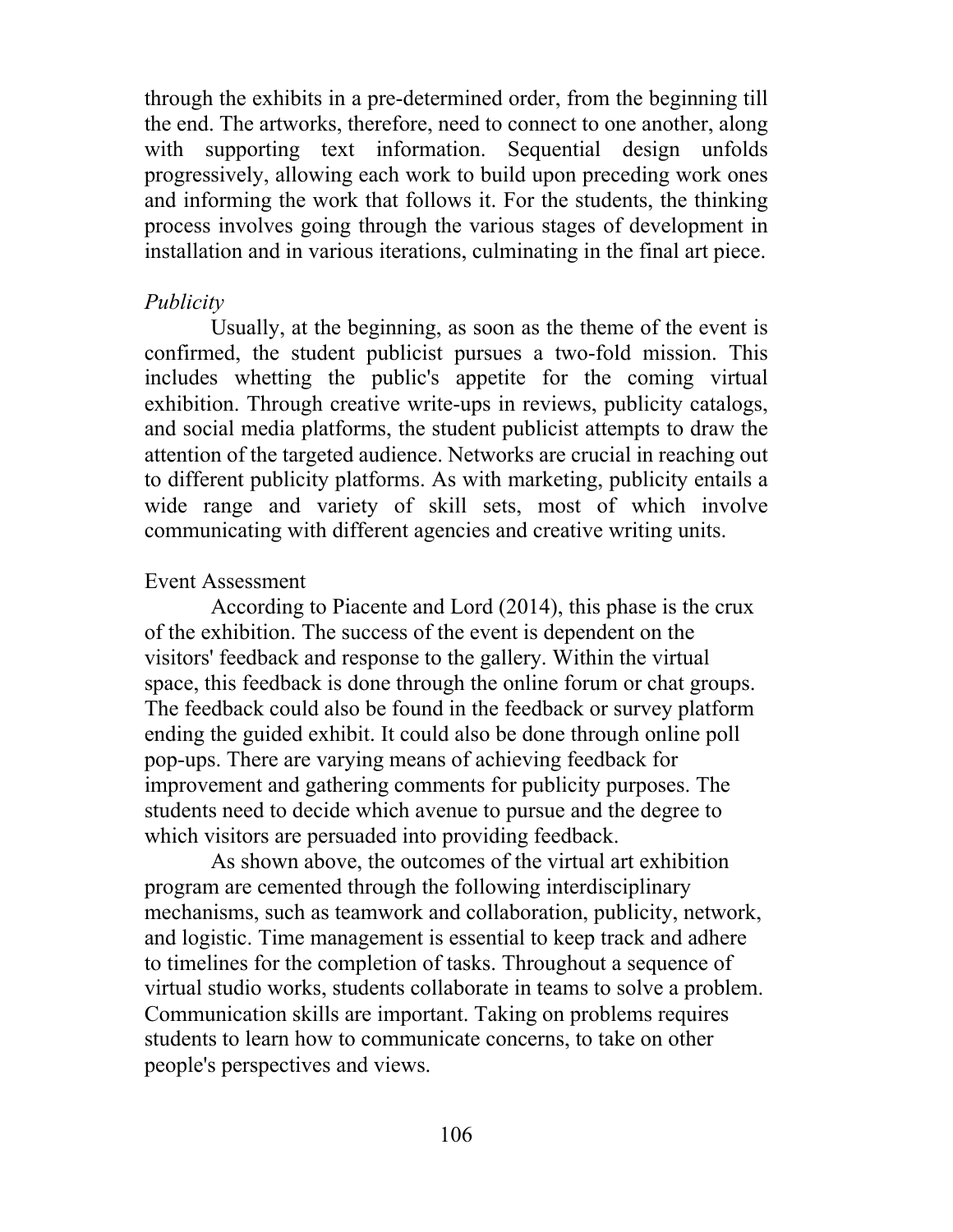through the exhibits in a pre-determined order, from the beginning till the end. The artworks, therefore, need to connect to one another, along with supporting text information. Sequential design unfolds progressively, allowing each work to build upon preceding work ones and informing the work that follows it. For the students, the thinking process involves going through the various stages of development in installation and in various iterations, culminating in the final art piece.

*Publicity*

Usually, at the beginning, as soon as the theme of the event is confirmed, the student publicist pursues a two-fold mission. This includes whetting the public's appetite for the coming virtual exhibition. Through creative write-ups in reviews, publicity catalogs, and social media platforms, the student publicist attempts to draw the attention of the targeted audience. Networks are crucial in reaching out to different publicity platforms. As with marketing, publicity entails a wide range and variety of skill sets, most of which involve communicating with different agencies and creative writing units.

Event Assessment

According to Piacente and Lord (2014), this phase is the crux of the exhibition. The success of the event is dependent on the visitors' feedback and response to the gallery. Within the virtual space, this feedback is done through the online forum or chat groups. The feedback could also be found in the feedback or survey platform ending the guided exhibit. It could also be done through online poll pop-ups. There are varying means of achieving feedback for improvement and gathering comments for publicity purposes. The students need to decide which avenue to pursue and the degree to which visitors are persuaded into providing feedback.

As shown above, the outcomes of the virtual art exhibition program are cemented through the following interdisciplinary mechanisms, such as teamwork and collaboration, publicity, network, and logistic. Time management is essential to keep track and adhere to timelines for the completion of tasks. Throughout a sequence of virtual studio works, students collaborate in teams to solve a problem. Communication skills are important. Taking on problems requires students to learn how to communicate concerns, to take on other people's perspectives and views.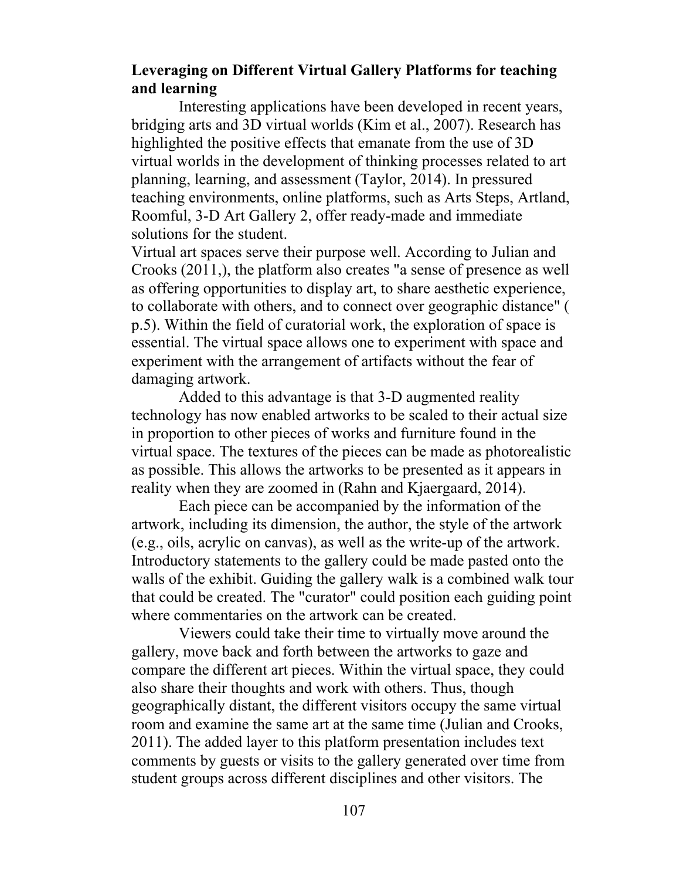**Leveraging on Different Virtual Gallery Platforms for teaching and learning**

Interesting applications have been developed in recent years, bridging arts and 3D virtual worlds (Kim et al., 2007). Research has highlighted the positive effects that emanate from the use of 3D virtual worlds in the development of thinking processes related to art planning, learning, and assessment (Taylor, 2014). In pressured teaching environments, online platforms, such as Arts Steps, Artland, Roomful, 3-D Art Gallery 2, offer ready-made and immediate solutions for the student.

Virtual art spaces serve their purpose well. According to Julian and Crooks (2011,), the platform also creates "a sense of presence as well as offering opportunities to display art, to share aesthetic experience, to collaborate with others, and to connect over geographic distance" ( p.5). Within the field of curatorial work, the exploration of space is essential. The virtual space allows one to experiment with space and experiment with the arrangement of artifacts without the fear of damaging artwork.

Added to this advantage is that 3-D augmented reality technology has now enabled artworks to be scaled to their actual size in proportion to other pieces of works and furniture found in the virtual space. The textures of the pieces can be made as photorealistic as possible. This allows the artworks to be presented as it appears in reality when they are zoomed in (Rahn and Kjaergaard, 2014).

Each piece can be accompanied by the information of the artwork, including its dimension, the author, the style of the artwork (e.g., oils, acrylic on canvas), as well as the write-up of the artwork. Introductory statements to the gallery could be made pasted onto the walls of the exhibit. Guiding the gallery walk is a combined walk tour that could be created. The "curator" could position each guiding point where commentaries on the artwork can be created.

Viewers could take their time to virtually move around the gallery, move back and forth between the artworks to gaze and compare the different art pieces. Within the virtual space, they could also share their thoughts and work with others. Thus, though geographically distant, the different visitors occupy the same virtual room and examine the same art at the same time (Julian and Crooks, 2011). The added layer to this platform presentation includes text comments by guests or visits to the gallery generated over time from student groups across different disciplines and other visitors. The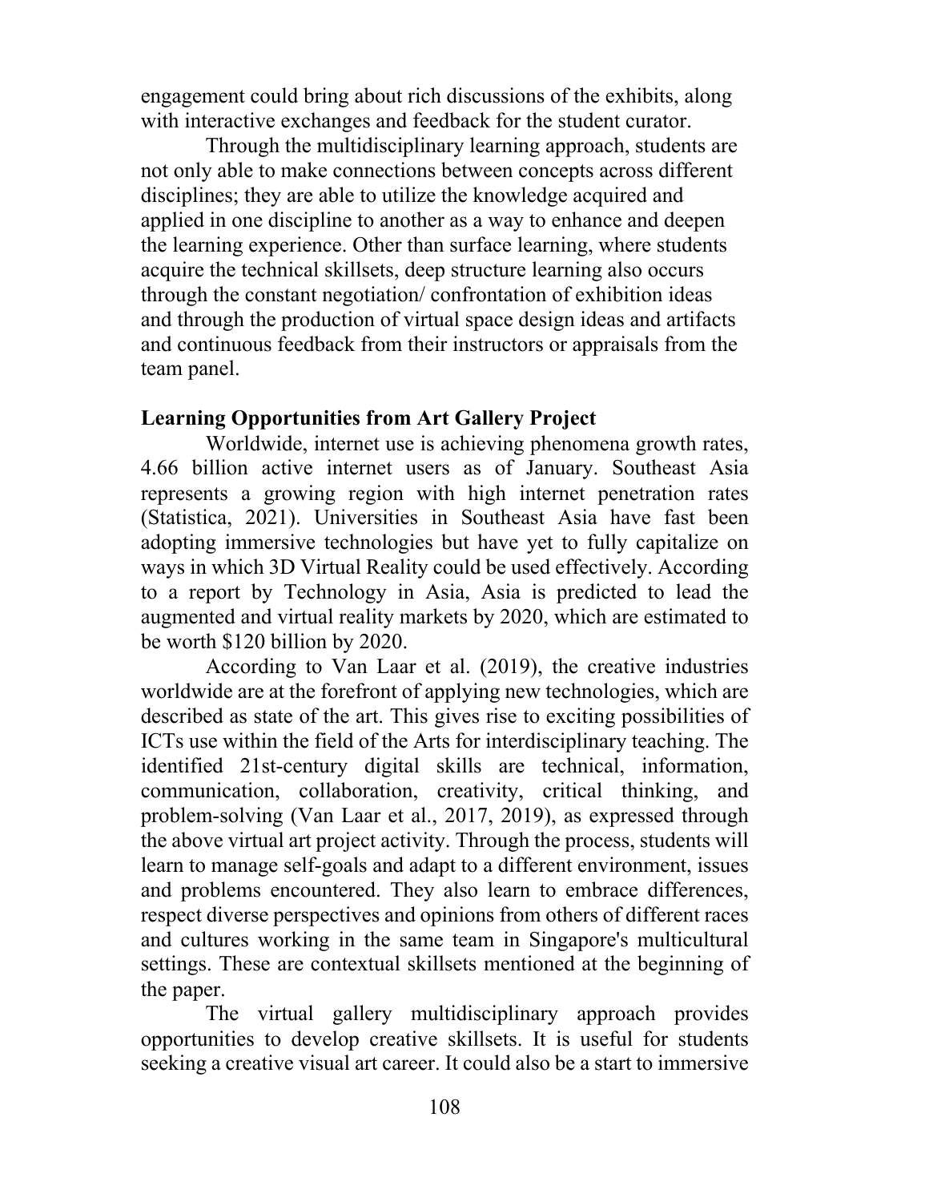engagement could bring about rich discussions of the exhibits, along with interactive exchanges and feedback for the student curator.

Through the multidisciplinary learning approach, students are not only able to make connections between concepts across different disciplines; they are able to utilize the knowledge acquired and applied in one discipline to another as a way to enhance and deepen the learning experience. Other than surface learning, where students acquire the technical skillsets, deep structure learning also occurs through the constant negotiation/ confrontation of exhibition ideas and through the production of virtual space design ideas and artifacts and continuous feedback from their instructors or appraisals from the team panel.

**Learning Opportunities from Art Gallery Project**

Worldwide, internet use is achieving phenomena growth rates, 4.66 billion active internet users as of January. Southeast Asia represents a growing region with high internet penetration rates (Statistica, 2021). Universities in Southeast Asia have fast been adopting immersive technologies but have yet to fully capitalize on ways in which 3D Virtual Reality could be used effectively. According to a report by Technology in Asia, Asia is predicted to lead the augmented and virtual reality markets by 2020, which are estimated to be worth $120 billion by 2020.

According to Van Laar et al. (2019), the creative industries worldwide are at the forefront of applying new technologies, which are described as state of the art. This gives rise to exciting possibilities of ICTs use within the field of the Arts for interdisciplinary teaching. The identified 21st-century digital skills are technical, information, communication, collaboration, creativity, critical thinking, and problem-solving (Van Laar et al., 2017, 2019), as expressed through the above virtual art project activity. Through the process, students will learn to manage self-goals and adapt to a different environment, issues and problems encountered. They also learn to embrace differences, respect diverse perspectives and opinions from others of different races and cultures working in the same team in Singapore's multicultural settings. These are contextual skillsets mentioned at the beginning of the paper.

The virtual gallery multidisciplinary approach provides opportunities to develop creative skillsets. It is useful for students seeking a creative visual art career. It could also be a start to immersive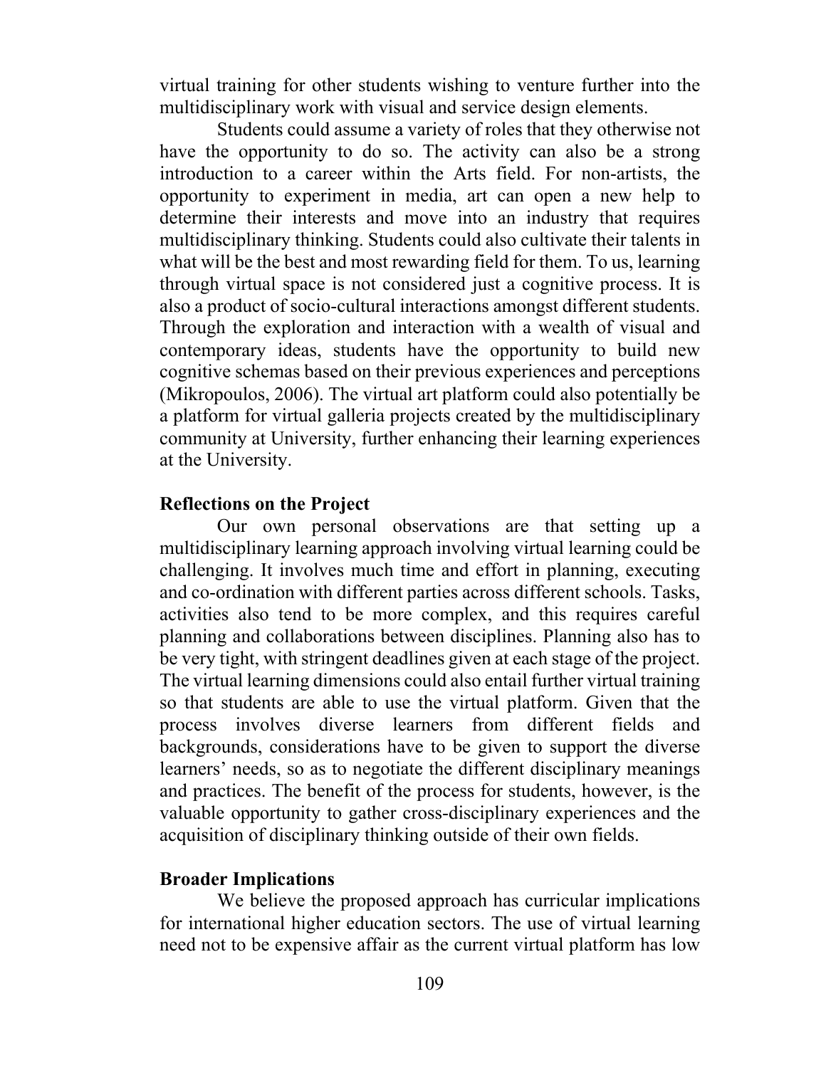virtual training for other students wishing to venture further into the multidisciplinary work with visual and service design elements.

Students could assume a variety of roles that they otherwise not have the opportunity to do so. The activity can also be a strong introduction to a career within the Arts field. For non-artists, the opportunity to experiment in media, art can open a new help to determine their interests and move into an industry that requires multidisciplinary thinking. Students could also cultivate their talents in what will be the best and most rewarding field for them. To us, learning through virtual space is not considered just a cognitive process. It is also a product of socio-cultural interactions amongst different students. Through the exploration and interaction with a wealth of visual and contemporary ideas, students have the opportunity to build new cognitive schemas based on their previous experiences and perceptions (Mikropoulos, 2006). The virtual art platform could also potentially be a platform for virtual galleria projects created by the multidisciplinary community at University, further enhancing their learning experiences at the University.

**Reflections on the Project**

Our own personal observations are that setting up a multidisciplinary learning approach involving virtual learning could be challenging. It involves much time and effort in planning, executing and co-ordination with different parties across different schools. Tasks, activities also tend to be more complex, and this requires careful planning and collaborations between disciplines. Planning also has to be very tight, with stringent deadlines given at each stage of the project. The virtual learning dimensions could also entail further virtual training so that students are able to use the virtual platform. Given that the process involves diverse learners from different fields and backgrounds, considerations have to be given to support the diverse learners' needs, so as to negotiate the different disciplinary meanings and practices. The benefit of the process for students, however, is the valuable opportunity to gather cross-disciplinary experiences and the acquisition of disciplinary thinking outside of their own fields.

**Broader Implications**

We believe the proposed approach has curricular implications for international higher education sectors. The use of virtual learning need not to be expensive affair as the current virtual platform has low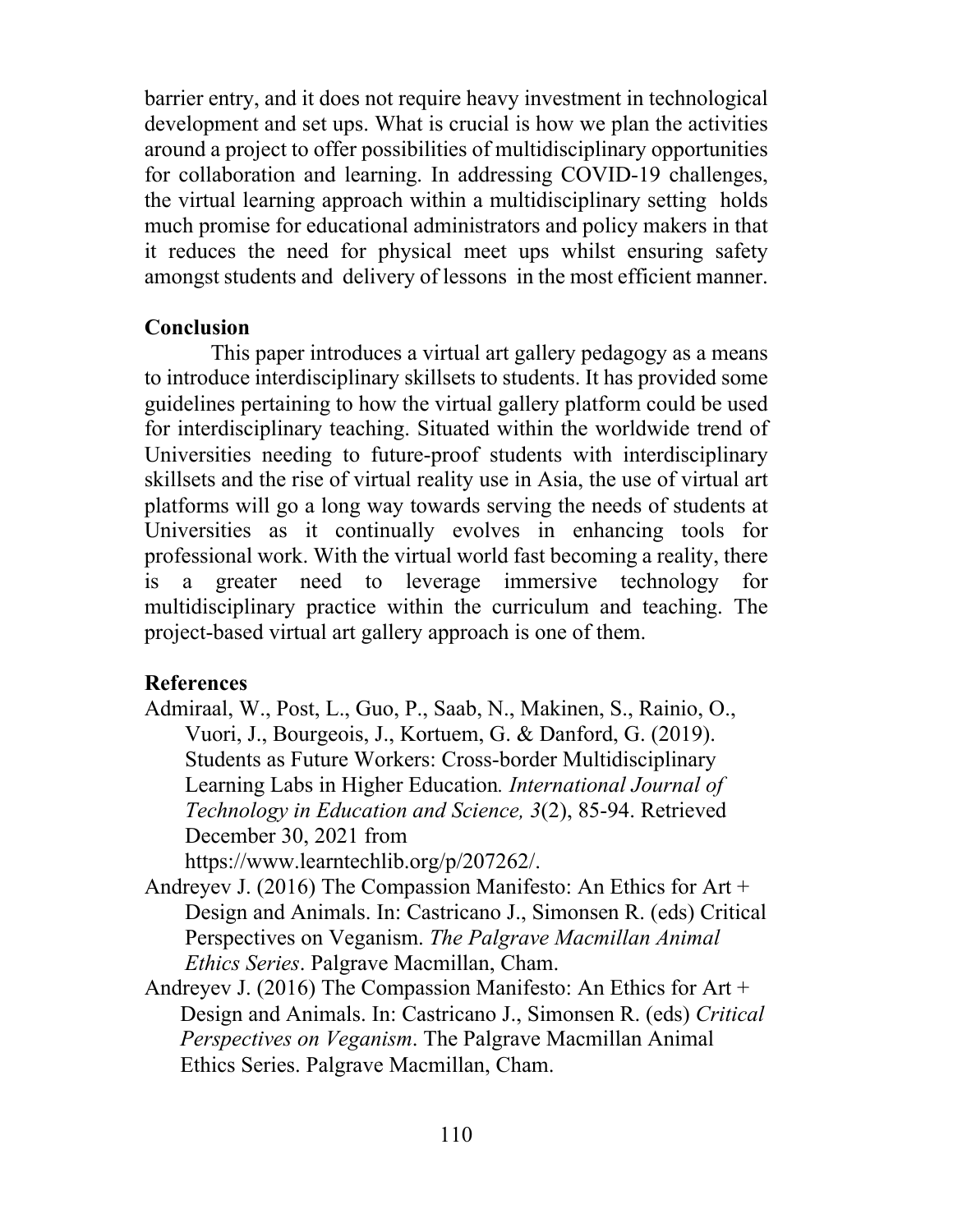barrier entry, and it does not require heavy investment in technological development and set ups. What is crucial is how we plan the activities around a project to offer possibilities of multidisciplinary opportunities for collaboration and learning. In addressing COVID-19 challenges, the virtual learning approach within a multidisciplinary setting holds much promise for educational administrators and policy makers in that it reduces the need for physical meet ups whilst ensuring safety amongst students and delivery of lessons in the most efficient manner.

## Conclusion

This paper introduces a virtual art gallery pedagogy as a means to introduce interdisciplinary skillsets to students. It has provided some guidelines pertaining to how the virtual gallery platform could be used for interdisciplinary teaching. Situated within the worldwide trend of Universities needing to future-proof students with interdisciplinary skillsets and the rise of virtual reality use in Asia, the use of virtual art platforms will go a long way towards serving the needs of students at Universities as it continually evolves in enhancing tools for professional work. With the virtual world fast becoming a reality, there is a greater need to leverage immersive technology for multidisciplinary practice within the curriculum and teaching. The project-based virtual art gallery approach is one of them.

## References

Admiraal, W., Post, L., Guo, P., Saab, N., Makinen, S., Rainio, O., Vuori, J., Bourgeois, J., Kortuem, G. & Danford, G. (2019). Students as Future Workers: Cross-border Multidisciplinary Learning Labs in Higher Education. *International Journal of Technology in Education and Science, 3*(2), 85-94. Retrieved December 30, 2021 from https://www.learntechlib.org/p/207262/.

Andreyev J. (2016) The Compassion Manifesto: An Ethics for Art + Design and Animals. In: Castricano J., Simonsen R. (eds) Critical Perspectives on Veganism. *The Palgrave Macmillan Animal Ethics Series*. Palgrave Macmillan, Cham.

Andreyev J. (2016) The Compassion Manifesto: An Ethics for Art + Design and Animals. In: Castricano J., Simonsen R. (eds) *Critical Perspectives on Veganism*. The Palgrave Macmillan Animal Ethics Series. Palgrave Macmillan, Cham.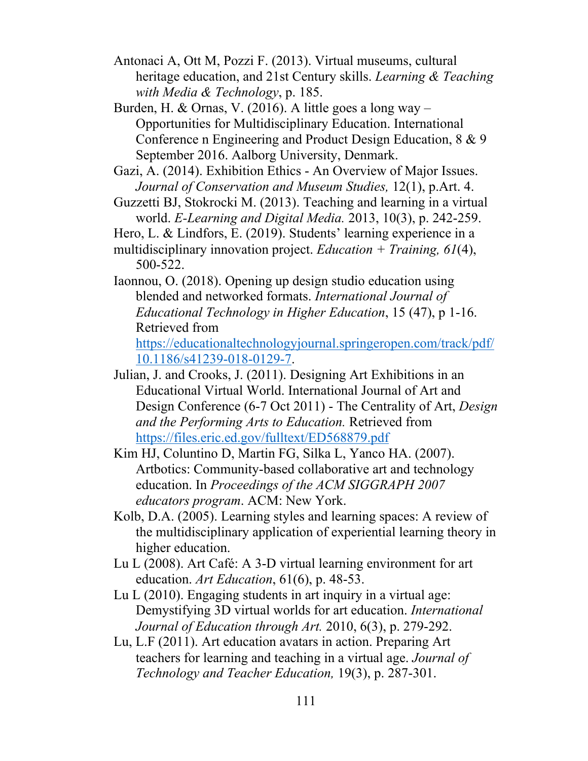Antonaci A, Ott M, Pozzi F. (2013). Virtual museums, cultural heritage education, and 21st Century skills. *Learning & Teaching with Media & Technology*, p. 185.

Burden, H. & Ornas, V. (2016). A little goes a long way – Opportunities for Multidisciplinary Education. International Conference n Engineering and Product Design Education, 8 & 9 September 2016. Aalborg University, Denmark.

Gazi, A. (2014). Exhibition Ethics - An Overview of Major Issues. *Journal of Conservation and Museum Studies,* 12(1), p.Art. 4.

Guzzetti BJ, Stokrocki M. (2013). Teaching and learning in a virtual world. *E-Learning and Digital Media.* 2013, 10(3), p. 242-259.

Hero, L. & Lindfors, E. (2019). Students' learning experience in a multidisciplinary innovation project. *Education + Training, 61*(4), 500-522.

Iaonnou, O. (2018). Opening up design studio education using blended and networked formats. *International Journal of Educational Technology in Higher Education*, 15 (47), p 1-16. Retrieved from https://educationaltechnologyjournal.springeropen.com/track/pdf/10.1186/s41239-018-0129-7.

Julian, J. and Crooks, J. (2011). Designing Art Exhibitions in an Educational Virtual World. International Journal of Art and Design Conference (6-7 Oct 2011) - The Centrality of Art, *Design and the Performing Arts to Education.* Retrieved from https://files.eric.ed.gov/fulltext/ED568879.pdf

Kim HJ, Coluntino D, Martin FG, Silka L, Yanco HA. (2007). Artbotics: Community-based collaborative art and technology education. In *Proceedings of the ACM SIGGRAPH 2007 educators program*. ACM: New York.

Kolb, D.A. (2005). Learning styles and learning spaces: A review of the multidisciplinary application of experiential learning theory in higher education.

Lu L (2008). Art Café: A 3-D virtual learning environment for art education. *Art Education*, 61(6), p. 48-53.

Lu L (2010). Engaging students in art inquiry in a virtual age: Demystifying 3D virtual worlds for art education. *International Journal of Education through Art.* 2010, 6(3), p. 279-292.

Lu, L.F (2011). Art education avatars in action. Preparing Art teachers for learning and teaching in a virtual age. *Journal of Technology and Teacher Education,* 19(3), p. 287-301.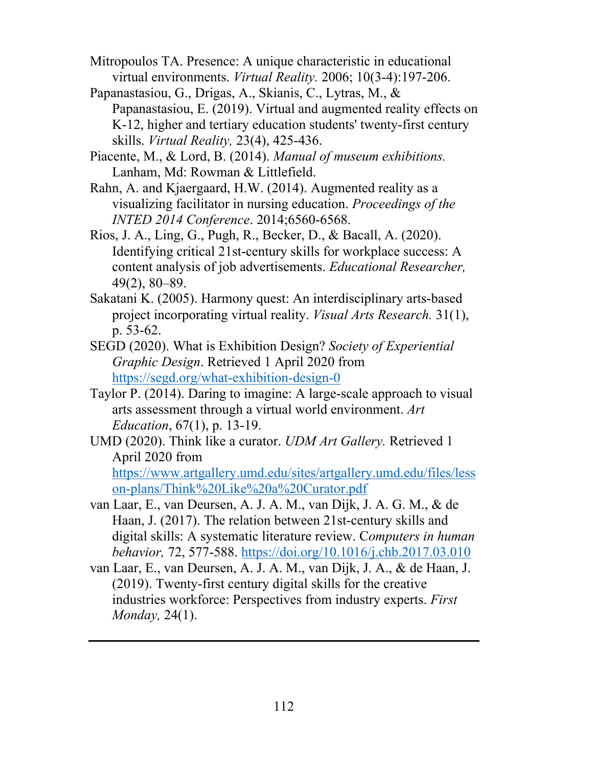Mitropoulos TA. Presence: A unique characteristic in educational virtual environments. *Virtual Reality.* 2006; 10(3-4):197-206.

Papanastasiou, G., Drigas, A., Skianis, C., Lytras, M., & Papanastasiou, E. (2019). Virtual and augmented reality effects on K-12, higher and tertiary education students' twenty-first century skills. *Virtual Reality,* 23(4), 425-436.

Piacente, M., & Lord, B. (2014). *Manual of museum exhibitions.* Lanham, Md: Rowman & Littlefield.

Rahn, A. and Kjaergaard, H.W. (2014). Augmented reality as a visualizing facilitator in nursing education. *Proceedings of the INTED 2014 Conference*. 2014;6560-6568.

Rios, J. A., Ling, G., Pugh, R., Becker, D., & Bacall, A. (2020). Identifying critical 21st-century skills for workplace success: A content analysis of job advertisements. *Educational Researcher,* 49(2), 80–89.

Sakatani K. (2005). Harmony quest: An interdisciplinary arts-based project incorporating virtual reality. *Visual Arts Research.* 31(1), p. 53-62.

SEGD (2020). What is Exhibition Design? *Society of Experiential Graphic Design*. Retrieved 1 April 2020 from https://segd.org/what-exhibition-design-0

Taylor P. (2014). Daring to imagine: A large-scale approach to visual arts assessment through a virtual world environment. *Art Education*, 67(1), p. 13-19.

UMD (2020). Think like a curator. *UDM Art Gallery.* Retrieved 1 April 2020 from https://www.artgallery.umd.edu/sites/artgallery.umd.edu/files/lesson-plans/Think%20Like%20a%20Curator.pdf

van Laar, E., van Deursen, A. J. A. M., van Dijk, J. A. G. M., & de Haan, J. (2017). The relation between 21st-century skills and digital skills: A systematic literature review. C*omputers in human behavior,* 72, 577-588. https://doi.org/10.1016/j.chb.2017.03.010

van Laar, E., van Deursen, A. J. A. M., van Dijk, J. A., & de Haan, J. (2019). Twenty-first century digital skills for the creative industries workforce: Perspectives from industry experts. *First Monday,* 24(1).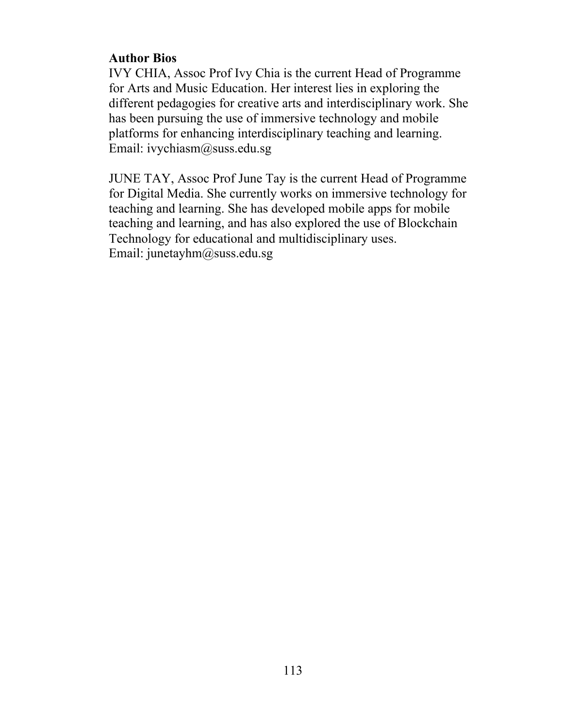**Author Bios**

IVY CHIA, Assoc Prof Ivy Chia is the current Head of Programme for Arts and Music Education. Her interest lies in exploring the different pedagogies for creative arts and interdisciplinary work. She has been pursuing the use of immersive technology and mobile platforms for enhancing interdisciplinary teaching and learning.
Email: ivychiasm@suss.edu.sg

JUNE TAY, Assoc Prof June Tay is the current Head of Programme for Digital Media. She currently works on immersive technology for teaching and learning. She has developed mobile apps for mobile teaching and learning, and has also explored the use of Blockchain Technology for educational and multidisciplinary uses.
Email: junetayhm@suss.edu.sg